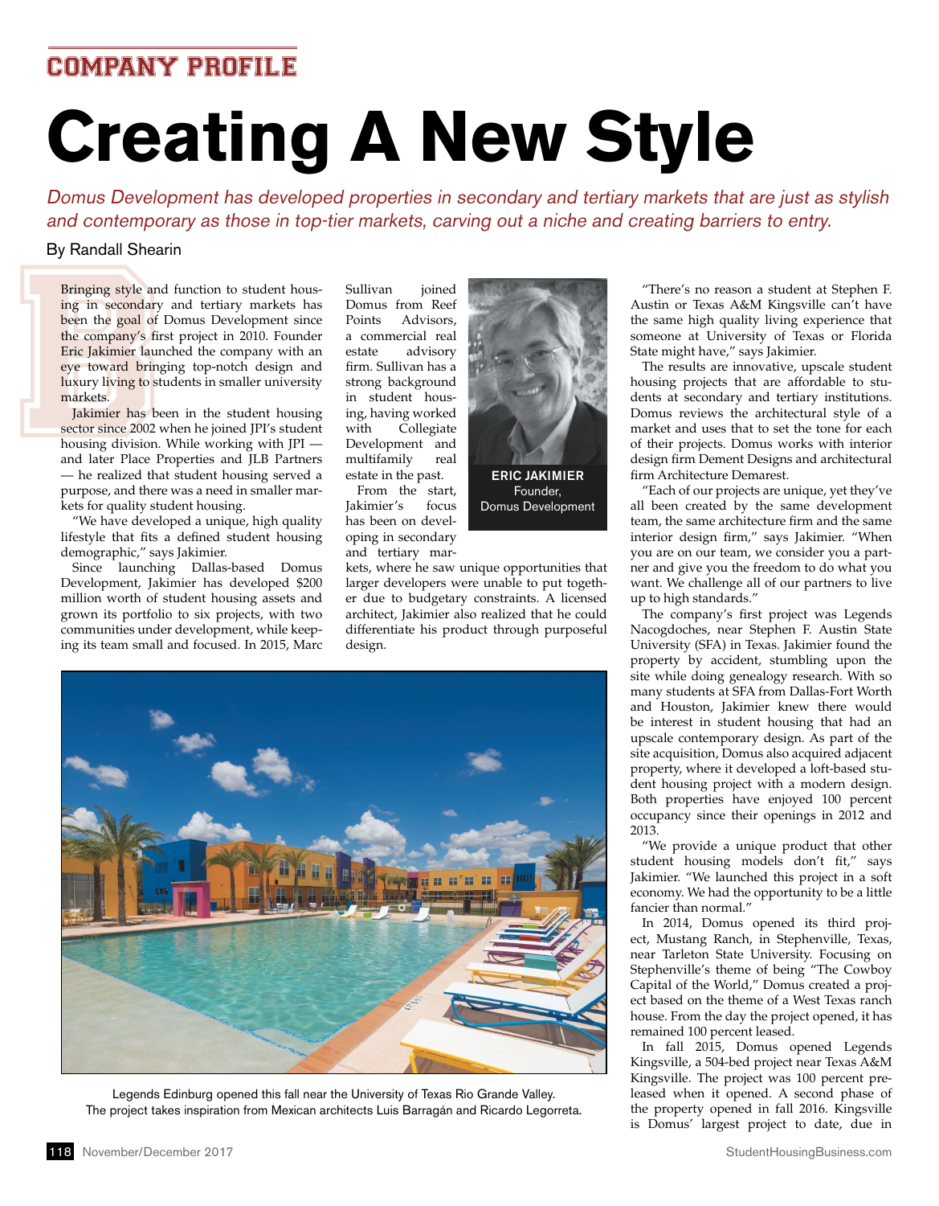COMPANY PROFILE

# Creating A New Style

*Domus Development has developed properties in secondary and tertiary markets that are just as stylish and contemporary as those in top-tier markets, carving out a niche and creating barriers to entry.*

By Randall Shearin

Bringing style and function to student housing in secondary and tertiary markets has been the goal of Domus Development since the company's first project in 2010. Founder Eric Jakimier launched the company with an eye toward bringing top-notch design and luxury living to students in smaller university markets.

Jakimier has been in the student housing sector since 2002 when he joined JPI's student housing division. While working with JPI — and later Place Properties and JLB Partners — he realized that student housing served a purpose, and there was a need in smaller markets for quality student housing.

"We have developed a unique, high quality lifestyle that fits a defined student housing demographic," says Jakimier.

Since launching Dallas-based Domus Development, Jakimier has developed $200 million worth of student housing assets and grown its portfolio to six projects, with two communities under development, while keeping its team small and focused. In 2015, Marc Sullivan joined Domus from Reef Points Advisors, a commercial real estate advisory firm. Sullivan has a strong background in student housing, having worked with Collegiate Development and multifamily real estate in the past.

**ERIC JAKIMIER**
Founder, Domus Development

From the start, Jakimier's focus has been on developing in secondary and tertiary markets, where he saw unique opportunities that larger developers were unable to put together due to budgetary constraints. A licensed architect, Jakimier also realized that he could differentiate his product through purposeful design.

Legends Edinburg opened this fall near the University of Texas Rio Grande Valley. The project takes inspiration from Mexican architects Luis Barragán and Ricardo Legorreta.

"There's no reason a student at Stephen F. Austin or Texas A&M Kingsville can't have the same high quality living experience that someone at University of Texas or Florida State might have," says Jakimier.

The results are innovative, upscale student housing projects that are affordable to students at secondary and tertiary institutions. Domus reviews the architectural style of a market and uses that to set the tone for each of their projects. Domus works with interior design firm Dement Designs and architectural firm Architecture Demarest.

"Each of our projects are unique, yet they've all been created by the same development team, the same architecture firm and the same interior design firm," says Jakimier. "When you are on our team, we consider you a partner and give you the freedom to do what you want. We challenge all of our partners to live up to high standards."

The company's first project was Legends Nacogdoches, near Stephen F. Austin State University (SFA) in Texas. Jakimier found the property by accident, stumbling upon the site while doing genealogy research. With so many students at SFA from Dallas-Fort Worth and Houston, Jakimier knew there would be interest in student housing that had an upscale contemporary design. As part of the site acquisition, Domus also acquired adjacent property, where it developed a loft-based student housing project with a modern design. Both properties have enjoyed 100 percent occupancy since their openings in 2012 and 2013.

"We provide a unique product that other student housing models don't fit," says Jakimier. "We launched this project in a soft economy. We had the opportunity to be a little fancier than normal."

In 2014, Domus opened its third project, Mustang Ranch, in Stephenville, Texas, near Tarleton State University. Focusing on Stephenville's theme of being "The Cowboy Capital of the World," Domus created a project based on the theme of a West Texas ranch house. From the day the project opened, it has remained 100 percent leased.

In fall 2015, Domus opened Legends Kingsville, a 504-bed project near Texas A&M Kingsville. The project was 100 percent preleased when it opened. A second phase of the property opened in fall 2016. Kingsville is Domus' largest project to date, due in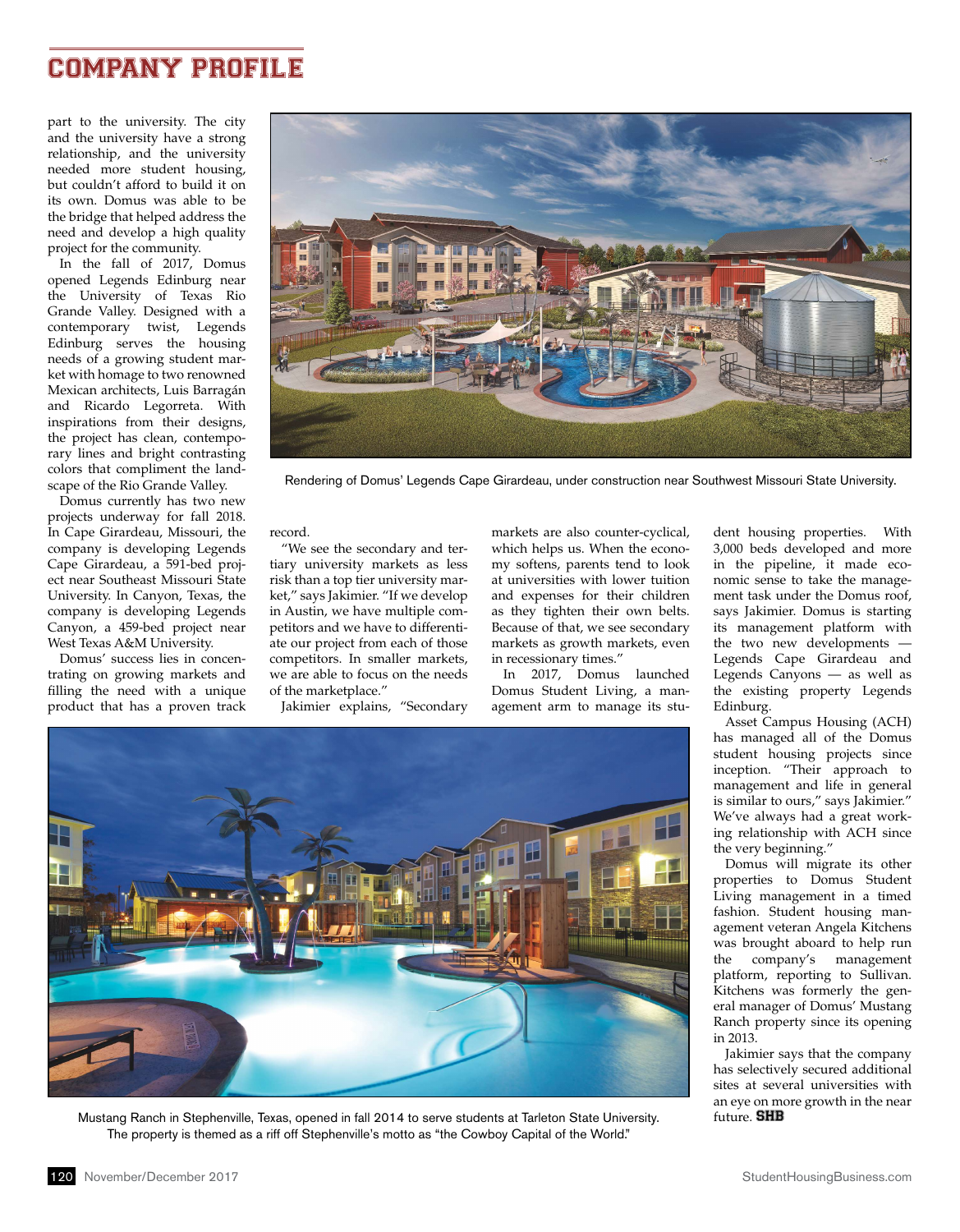part to the university. The city and the university have a strong relationship, and the university needed more student housing, but couldn't afford to build it on its own. Domus was able to be the bridge that helped address the need and develop a high quality project for the community.

In the fall of 2017, Domus opened Legends Edinburg near the University of Texas Rio Grande Valley. Designed with a contemporary twist, Legends Edinburg serves the housing needs of a growing student market with homage to two renowned Mexican architects, Luis Barragán and Ricardo Legorreta. With inspirations from their designs, the project has clean, contemporary lines and bright contrasting colors that compliment the landscape of the Rio Grande Valley.

Domus currently has two new projects underway for fall 2018. In Cape Girardeau, Missouri, the company is developing Legends Cape Girardeau, a 591-bed project near Southeast Missouri State University. In Canyon, Texas, the company is developing Legends Canyon, a 459-bed project near West Texas A&M University.

Domus' success lies in concentrating on growing markets and filling the need with a unique product that has a proven track record.

"We see the secondary and tertiary university markets as less risk than a top tier university market," says Jakimier. "If we develop in Austin, we have multiple competitors and we have to differentiate our project from each of those competitors. In smaller markets, we are able to focus on the needs of the marketplace."

Jakimier explains, "Secondary markets are also counter-cyclical, which helps us. When the economy softens, parents tend to look at universities with lower tuition and expenses for their children as they tighten their own belts. Because of that, we see secondary markets as growth markets, even in recessionary times."

In 2017, Domus launched Domus Student Living, a management arm to manage its student housing properties. With 3,000 beds developed and more in the pipeline, it made economic sense to take the management task under the Domus roof, says Jakimier. Domus is starting its management platform with the two new developments — Legends Cape Girardeau and Legends Canyons — as well as the existing property Legends Edinburg.

Asset Campus Housing (ACH) has managed all of the Domus student housing projects since inception. "Their approach to management and life in general is similar to ours," says Jakimier." We've always had a great working relationship with ACH since the very beginning."

Domus will migrate its other properties to Domus Student Living management in a timed fashion. Student housing management veteran Angela Kitchens was brought aboard to help run the company's management platform, reporting to Sullivan. Kitchens was formerly the general manager of Domus' Mustang Ranch property since its opening in 2013.

Jakimier says that the company has selectively secured additional sites at several universities with an eye on more growth in the near future. **SHB**

Rendering of Domus' Legends Cape Girardeau, under construction near Southwest Missouri State University.

Mustang Ranch in Stephenville, Texas, opened in fall 2014 to serve students at Tarleton State University. The property is themed as a riff off Stephenville's motto as "the Cowboy Capital of the World."